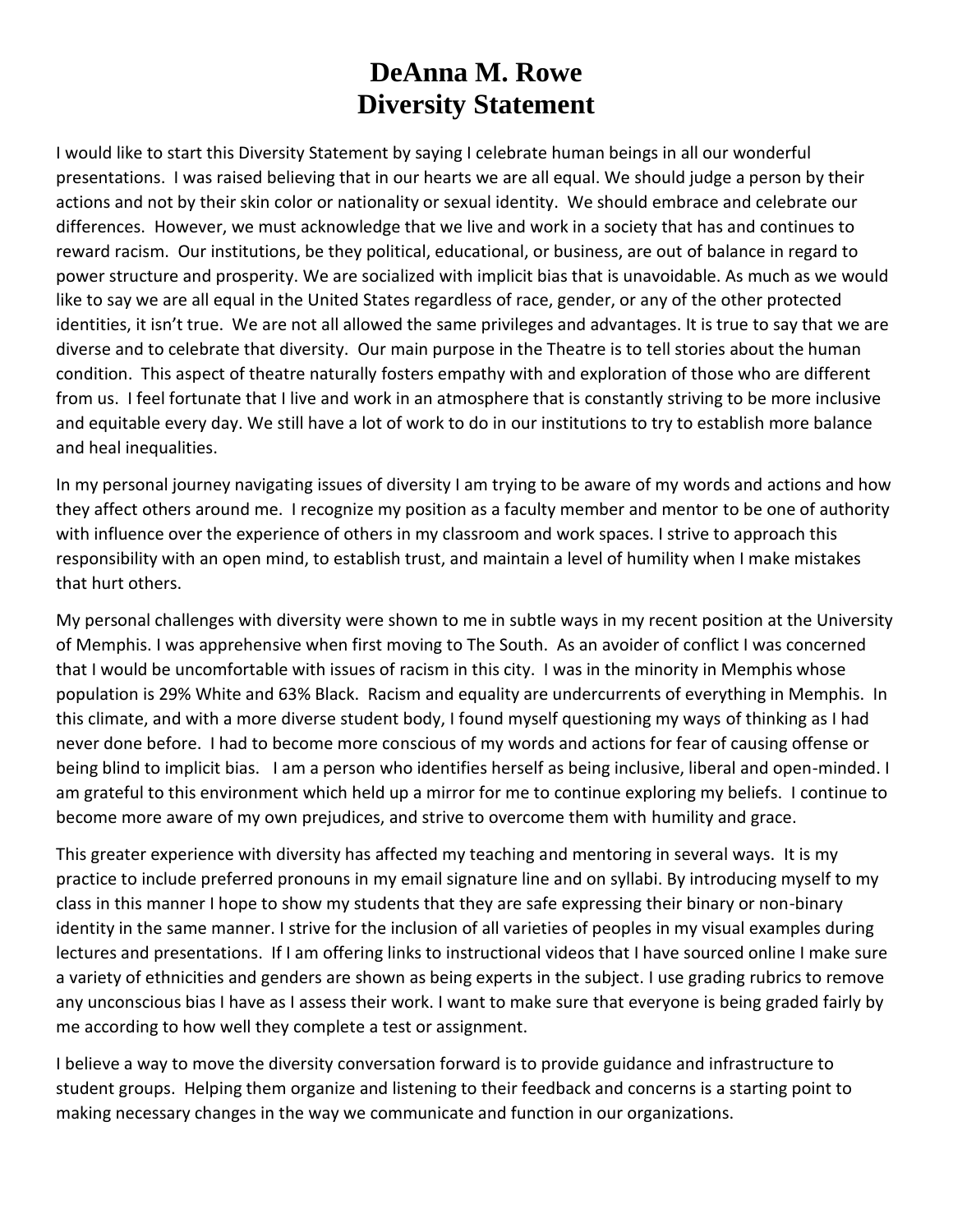# DeAnna M. Rowe
# Diversity Statement

I would like to start this Diversity Statement by saying I celebrate human beings in all our wonderful presentations. I was raised believing that in our hearts we are all equal. We should judge a person by their actions and not by their skin color or nationality or sexual identity. We should embrace and celebrate our differences. However, we must acknowledge that we live and work in a society that has and continues to reward racism. Our institutions, be they political, educational, or business, are out of balance in regard to power structure and prosperity. We are socialized with implicit bias that is unavoidable. As much as we would like to say we are all equal in the United States regardless of race, gender, or any of the other protected identities, it isn't true. We are not all allowed the same privileges and advantages. It is true to say that we are diverse and to celebrate that diversity. Our main purpose in the Theatre is to tell stories about the human condition. This aspect of theatre naturally fosters empathy with and exploration of those who are different from us. I feel fortunate that I live and work in an atmosphere that is constantly striving to be more inclusive and equitable every day. We still have a lot of work to do in our institutions to try to establish more balance and heal inequalities.

In my personal journey navigating issues of diversity I am trying to be aware of my words and actions and how they affect others around me. I recognize my position as a faculty member and mentor to be one of authority with influence over the experience of others in my classroom and work spaces. I strive to approach this responsibility with an open mind, to establish trust, and maintain a level of humility when I make mistakes that hurt others.

My personal challenges with diversity were shown to me in subtle ways in my recent position at the University of Memphis. I was apprehensive when first moving to The South. As an avoider of conflict I was concerned that I would be uncomfortable with issues of racism in this city. I was in the minority in Memphis whose population is 29% White and 63% Black. Racism and equality are undercurrents of everything in Memphis. In this climate, and with a more diverse student body, I found myself questioning my ways of thinking as I had never done before. I had to become more conscious of my words and actions for fear of causing offense or being blind to implicit bias. I am a person who identifies herself as being inclusive, liberal and open-minded. I am grateful to this environment which held up a mirror for me to continue exploring my beliefs. I continue to become more aware of my own prejudices, and strive to overcome them with humility and grace.

This greater experience with diversity has affected my teaching and mentoring in several ways. It is my practice to include preferred pronouns in my email signature line and on syllabi. By introducing myself to my class in this manner I hope to show my students that they are safe expressing their binary or non-binary identity in the same manner. I strive for the inclusion of all varieties of peoples in my visual examples during lectures and presentations. If I am offering links to instructional videos that I have sourced online I make sure a variety of ethnicities and genders are shown as being experts in the subject. I use grading rubrics to remove any unconscious bias I have as I assess their work. I want to make sure that everyone is being graded fairly by me according to how well they complete a test or assignment.

I believe a way to move the diversity conversation forward is to provide guidance and infrastructure to student groups. Helping them organize and listening to their feedback and concerns is a starting point to making necessary changes in the way we communicate and function in our organizations.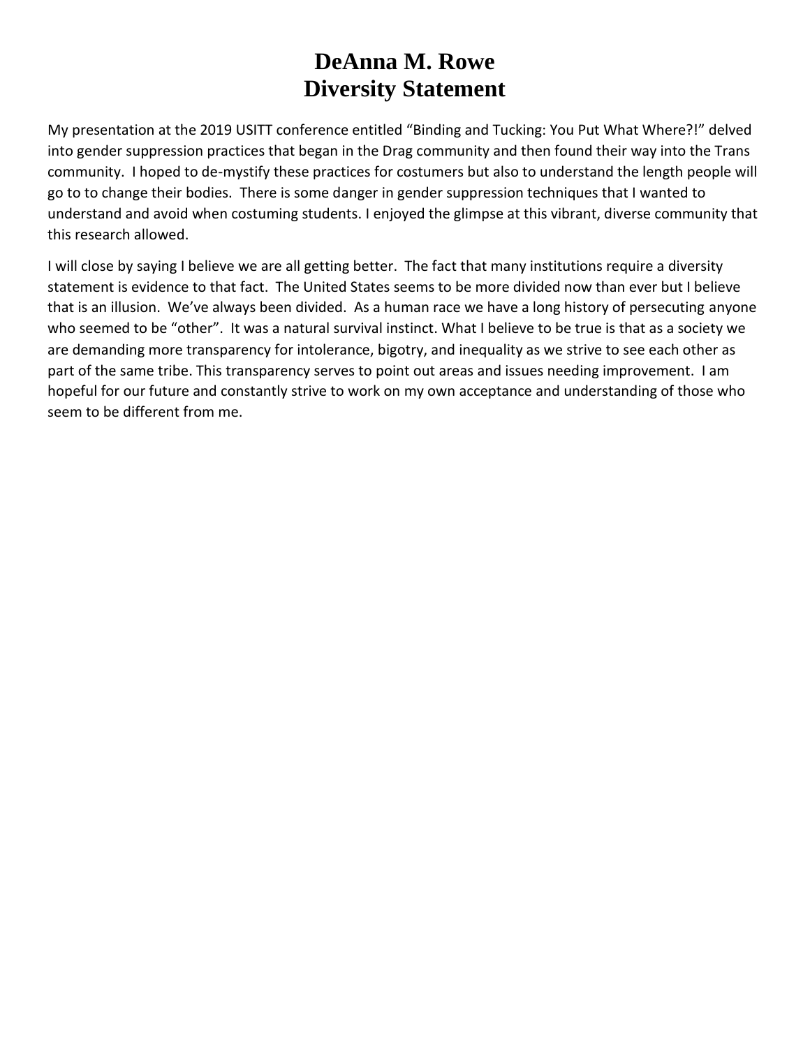# DeAnna M. Rowe
# Diversity Statement

My presentation at the 2019 USITT conference entitled "Binding and Tucking: You Put What Where?!" delved into gender suppression practices that began in the Drag community and then found their way into the Trans community. I hoped to de-mystify these practices for costumers but also to understand the length people will go to to change their bodies. There is some danger in gender suppression techniques that I wanted to understand and avoid when costuming students. I enjoyed the glimpse at this vibrant, diverse community that this research allowed.

I will close by saying I believe we are all getting better. The fact that many institutions require a diversity statement is evidence to that fact. The United States seems to be more divided now than ever but I believe that is an illusion. We've always been divided. As a human race we have a long history of persecuting anyone who seemed to be "other". It was a natural survival instinct. What I believe to be true is that as a society we are demanding more transparency for intolerance, bigotry, and inequality as we strive to see each other as part of the same tribe. This transparency serves to point out areas and issues needing improvement. I am hopeful for our future and constantly strive to work on my own acceptance and understanding of those who seem to be different from me.